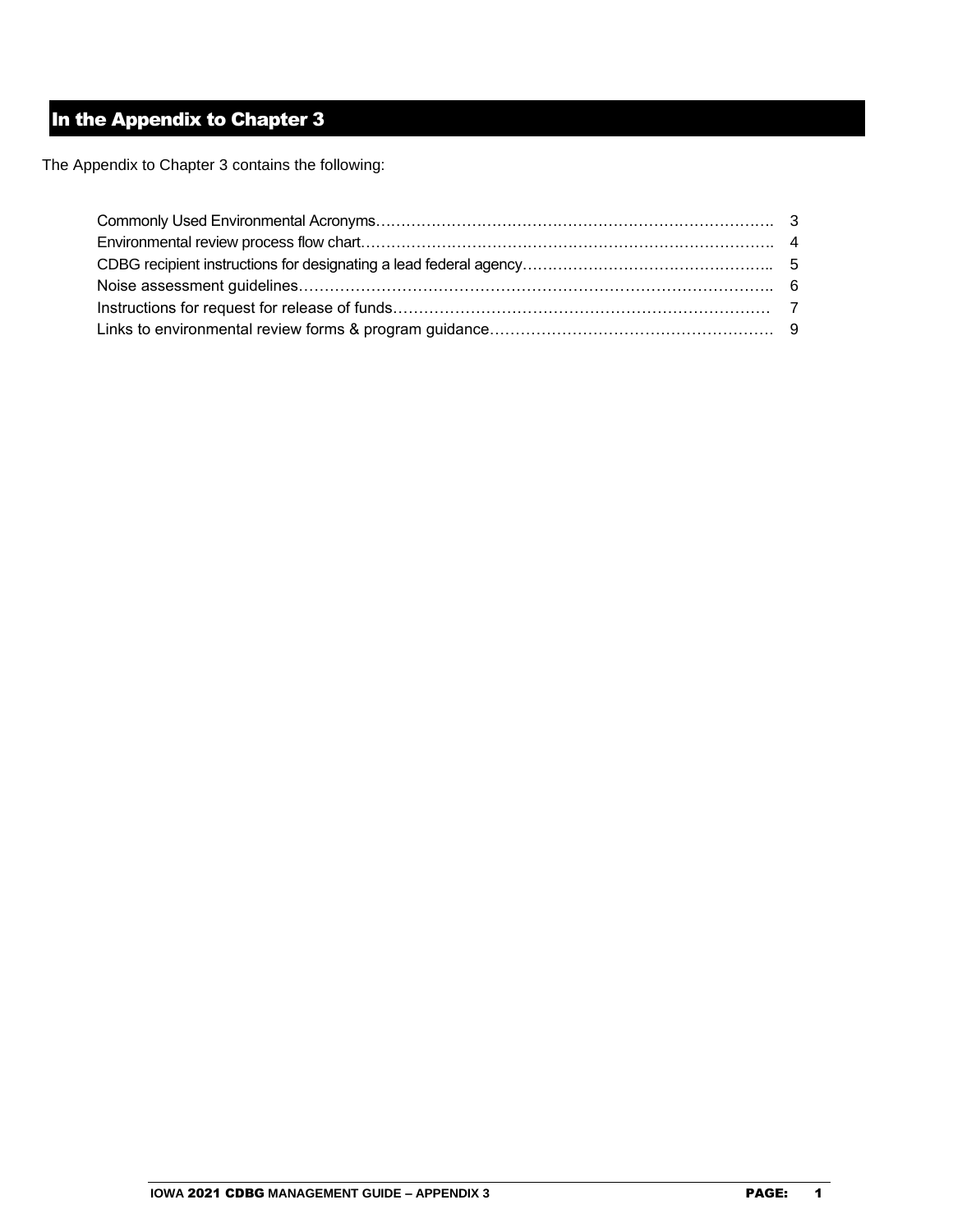# In the Appendix to Chapter 3

The Appendix to Chapter 3 contains the following:

| Contents | Page |
| --- | --- |
| Commonly Used Environmental Acronyms | 3 |
| Environmental review process flow chart | 4 |
| CDBG recipient instructions for designating a lead federal agency | 5 |
| Noise assessment guidelines | 6 |
| Instructions for request for release of funds | 7 |
| Links to environmental review forms & program guidance | 9 |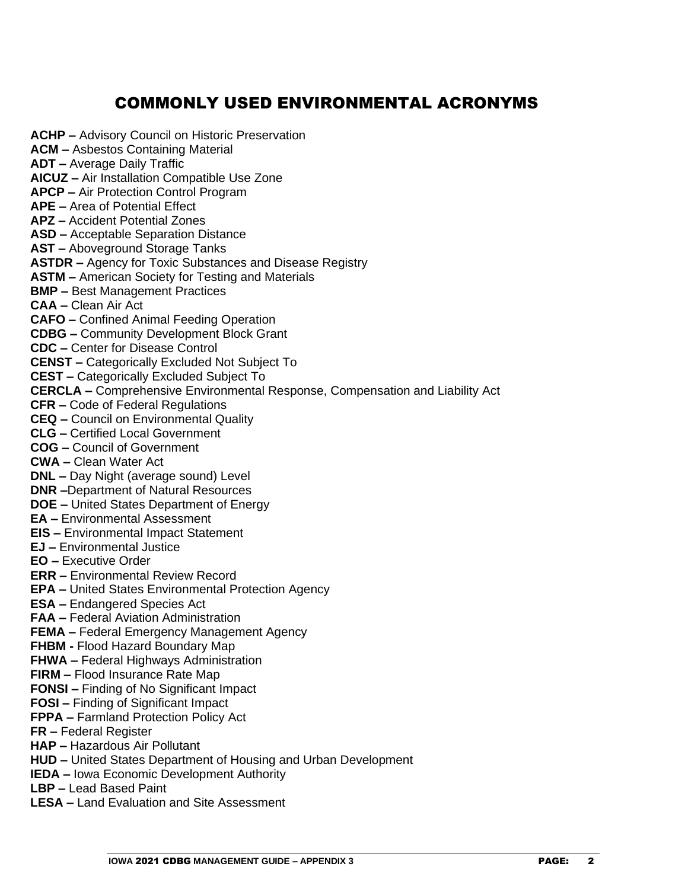# COMMONLY USED ENVIRONMENTAL ACRONYMS

**ACHP –** Advisory Council on Historic Preservation
**ACM –** Asbestos Containing Material
**ADT –** Average Daily Traffic
**AICUZ –** Air Installation Compatible Use Zone
**APCP –** Air Protection Control Program
**APE –** Area of Potential Effect
**APZ –** Accident Potential Zones
**ASD –** Acceptable Separation Distance
**AST –** Aboveground Storage Tanks
**ASTDR –** Agency for Toxic Substances and Disease Registry
**ASTM –** American Society for Testing and Materials
**BMP –** Best Management Practices
**CAA –** Clean Air Act
**CAFO –** Confined Animal Feeding Operation
**CDBG –** Community Development Block Grant
**CDC –** Center for Disease Control
**CENST –** Categorically Excluded Not Subject To
**CEST –** Categorically Excluded Subject To
**CERCLA –** Comprehensive Environmental Response, Compensation and Liability Act
**CFR –** Code of Federal Regulations
**CEQ –** Council on Environmental Quality
**CLG –** Certified Local Government
**COG –** Council of Government
**CWA –** Clean Water Act
**DNL –** Day Night (average sound) Level
**DNR –**Department of Natural Resources
**DOE –** United States Department of Energy
**EA –** Environmental Assessment
**EIS –** Environmental Impact Statement
**EJ –** Environmental Justice
**EO –** Executive Order
**ERR –** Environmental Review Record
**EPA –** United States Environmental Protection Agency
**ESA –** Endangered Species Act
**FAA –** Federal Aviation Administration
**FEMA –** Federal Emergency Management Agency
**FHBM -** Flood Hazard Boundary Map
**FHWA –** Federal Highways Administration
**FIRM –** Flood Insurance Rate Map
**FONSI –** Finding of No Significant Impact
**FOSI –** Finding of Significant Impact
**FPPA –** Farmland Protection Policy Act
**FR –** Federal Register
**HAP –** Hazardous Air Pollutant
**HUD –** United States Department of Housing and Urban Development
**IEDA –** Iowa Economic Development Authority
**LBP –** Lead Based Paint
**LESA –** Land Evaluation and Site Assessment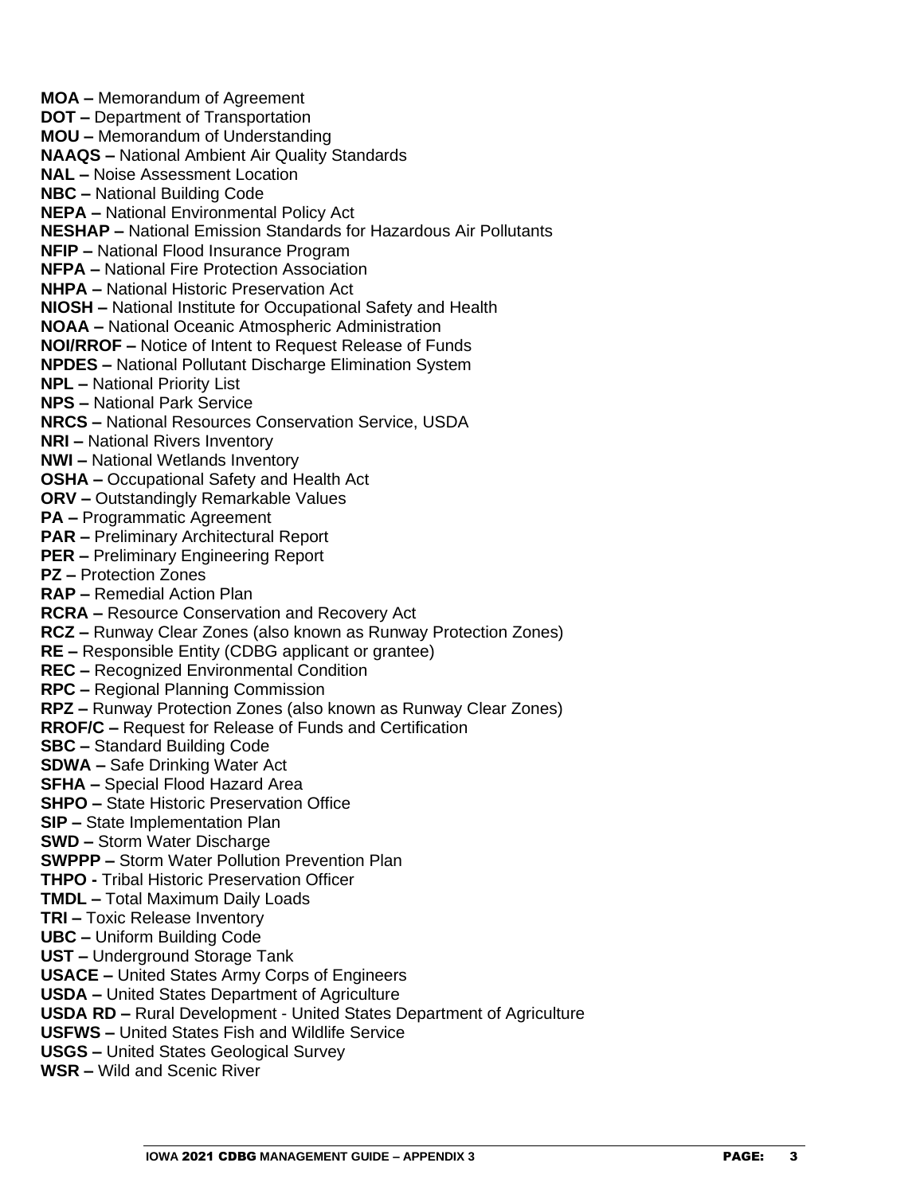**MOA –** Memorandum of Agreement
**DOT –** Department of Transportation
**MOU –** Memorandum of Understanding
**NAAQS –** National Ambient Air Quality Standards
**NAL –** Noise Assessment Location
**NBC –** National Building Code
**NEPA –** National Environmental Policy Act
**NESHAP –** National Emission Standards for Hazardous Air Pollutants
**NFIP –** National Flood Insurance Program
**NFPA –** National Fire Protection Association
**NHPA –** National Historic Preservation Act
**NIOSH –** National Institute for Occupational Safety and Health
**NOAA –** National Oceanic Atmospheric Administration
**NOI/RROF –** Notice of Intent to Request Release of Funds
**NPDES –** National Pollutant Discharge Elimination System
**NPL –** National Priority List
**NPS –** National Park Service
**NRCS –** National Resources Conservation Service, USDA
**NRI –** National Rivers Inventory
**NWI –** National Wetlands Inventory
**OSHA –** Occupational Safety and Health Act
**ORV –** Outstandingly Remarkable Values
**PA –** Programmatic Agreement
**PAR –** Preliminary Architectural Report
**PER –** Preliminary Engineering Report
**PZ –** Protection Zones
**RAP –** Remedial Action Plan
**RCRA –** Resource Conservation and Recovery Act
**RCZ –** Runway Clear Zones (also known as Runway Protection Zones)
**RE –** Responsible Entity (CDBG applicant or grantee)
**REC –** Recognized Environmental Condition
**RPC –** Regional Planning Commission
**RPZ –** Runway Protection Zones (also known as Runway Clear Zones)
**RROF/C –** Request for Release of Funds and Certification
**SBC –** Standard Building Code
**SDWA –** Safe Drinking Water Act
**SFHA –** Special Flood Hazard Area
**SHPO –** State Historic Preservation Office
**SIP –** State Implementation Plan
**SWD –** Storm Water Discharge
**SWPPP –** Storm Water Pollution Prevention Plan
**THPO -** Tribal Historic Preservation Officer
**TMDL –** Total Maximum Daily Loads
**TRI –** Toxic Release Inventory
**UBC –** Uniform Building Code
**UST –** Underground Storage Tank
**USACE –** United States Army Corps of Engineers
**USDA –** United States Department of Agriculture
**USDA RD –** Rural Development - United States Department of Agriculture
**USFWS –** United States Fish and Wildlife Service
**USGS –** United States Geological Survey
**WSR –** Wild and Scenic River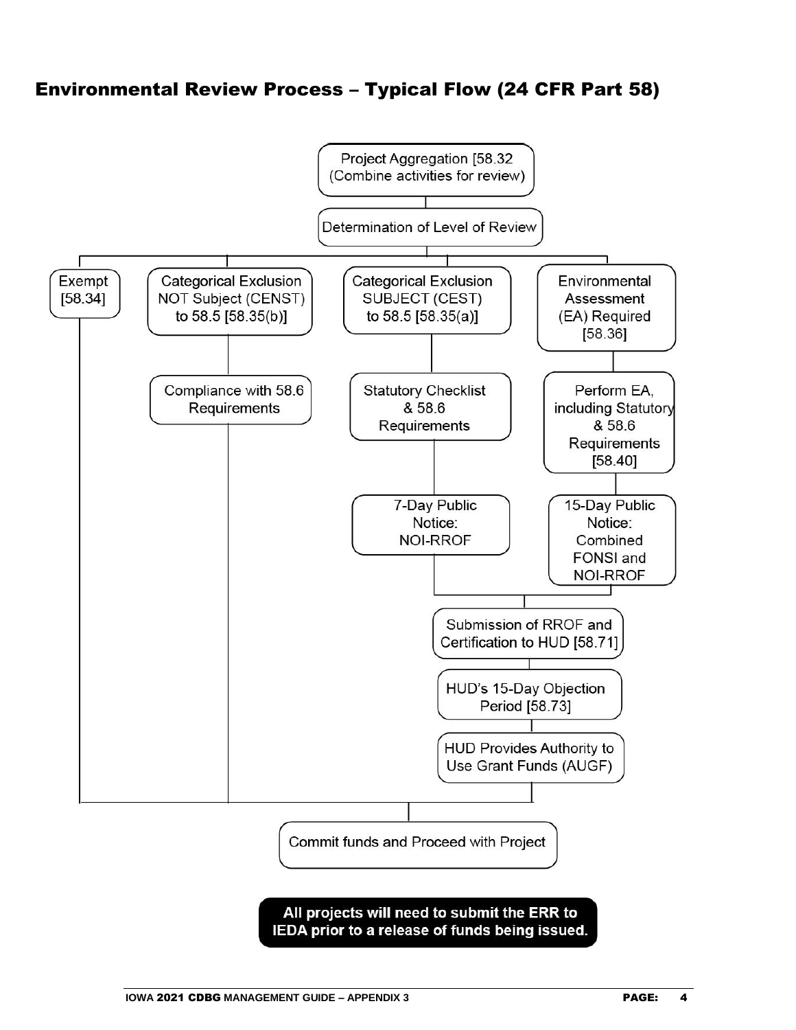## Environmental Review Process – Typical Flow (24 CFR Part 58)

Project Aggregation [58.32 (Combine activities for review)

Determination of Level of Review

Exempt [58.34]

Categorical Exclusion NOT Subject (CENST) to 58.5 [58.35(b)]

Compliance with 58.6 Requirements

Categorical Exclusion SUBJECT (CEST) to 58.5 [58.35(a)]

Statutory Checklist & 58.6 Requirements

7-Day Public Notice: NOI-RROF

Environmental Assessment (EA) Required [58.36]

Perform EA, including Statutory & 58.6 Requirements [58.40]

15-Day Public Notice: Combined FONSI and NOI-RROF

Submission of RROF and Certification to HUD [58.71]

HUD's 15-Day Objection Period [58.73]

HUD Provides Authority to Use Grant Funds (AUGF)

Commit funds and Proceed with Project

**All projects will need to submit the ERR to IEDA prior to a release of funds being issued.**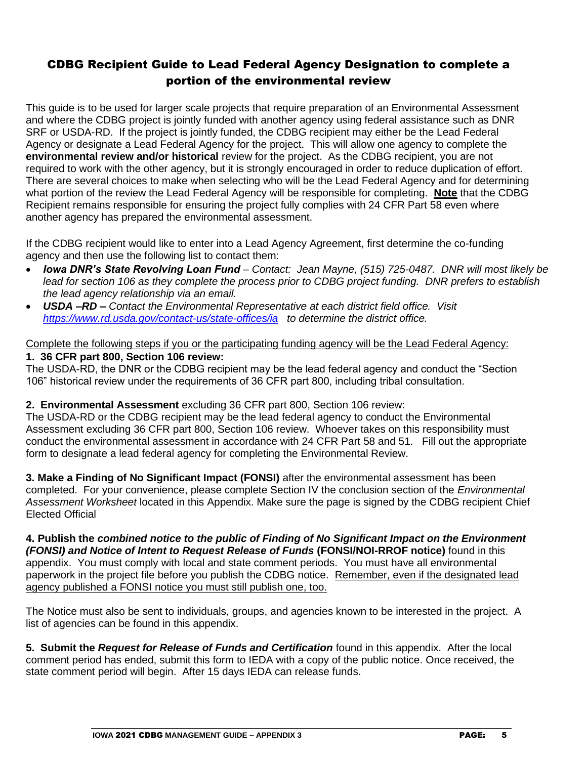## CDBG Recipient Guide to Lead Federal Agency Designation to complete a portion of the environmental review

This guide is to be used for larger scale projects that require preparation of an Environmental Assessment and where the CDBG project is jointly funded with another agency using federal assistance such as DNR SRF or USDA-RD. If the project is jointly funded, the CDBG recipient may either be the Lead Federal Agency or designate a Lead Federal Agency for the project. This will allow one agency to complete the **environmental review and/or historical** review for the project. As the CDBG recipient, you are not required to work with the other agency, but it is strongly encouraged in order to reduce duplication of effort. There are several choices to make when selecting who will be the Lead Federal Agency and for determining what portion of the review the Lead Federal Agency will be responsible for completing. **Note** that the CDBG Recipient remains responsible for ensuring the project fully complies with 24 CFR Part 58 even where another agency has prepared the environmental assessment.

If the CDBG recipient would like to enter into a Lead Agency Agreement, first determine the co-funding agency and then use the following list to contact them:

- ***Iowa DNR's State Revolving Loan Fund*** *– Contact: Jean Mayne, (515) 725-0487. DNR will most likely be lead for section 106 as they complete the process prior to CDBG project funding. DNR prefers to establish the lead agency relationship via an email.*
- ***USDA –RD –*** *Contact the Environmental Representative at each district field office. Visit [https://www.rd.usda.gov/contact-us/state-offices/ia](https://www.rd.usda.gov/contact-us/state-offices/ia) to determine the district office.*

Complete the following steps if you or the participating funding agency will be the Lead Federal Agency:

**1. 36 CFR part 800, Section 106 review:**
The USDA-RD, the DNR or the CDBG recipient may be the lead federal agency and conduct the "Section 106" historical review under the requirements of 36 CFR part 800, including tribal consultation.

**2. Environmental Assessment** excluding 36 CFR part 800, Section 106 review:
The USDA-RD or the CDBG recipient may be the lead federal agency to conduct the Environmental Assessment excluding 36 CFR part 800, Section 106 review. Whoever takes on this responsibility must conduct the environmental assessment in accordance with 24 CFR Part 58 and 51. Fill out the appropriate form to designate a lead federal agency for completing the Environmental Review.

**3. Make a Finding of No Significant Impact (FONSI)** after the environmental assessment has been completed. For your convenience, please complete Section IV the conclusion section of the *Environmental Assessment Worksheet* located in this Appendix. Make sure the page is signed by the CDBG recipient Chief Elected Official

**4. Publish the *combined notice to the public of Finding of No Significant Impact on the Environment (FONSI) and Notice of Intent to Request Release of Funds* (FONSI/NOI-RROF notice)** found in this appendix. You must comply with local and state comment periods. You must have all environmental paperwork in the project file before you publish the CDBG notice. Remember, even if the designated lead agency published a FONSI notice you must still publish one, too.

The Notice must also be sent to individuals, groups, and agencies known to be interested in the project. A list of agencies can be found in this appendix.

**5. Submit the *Request for Release of Funds and Certification*** found in this appendix. After the local comment period has ended, submit this form to IEDA with a copy of the public notice. Once received, the state comment period will begin. After 15 days IEDA can release funds.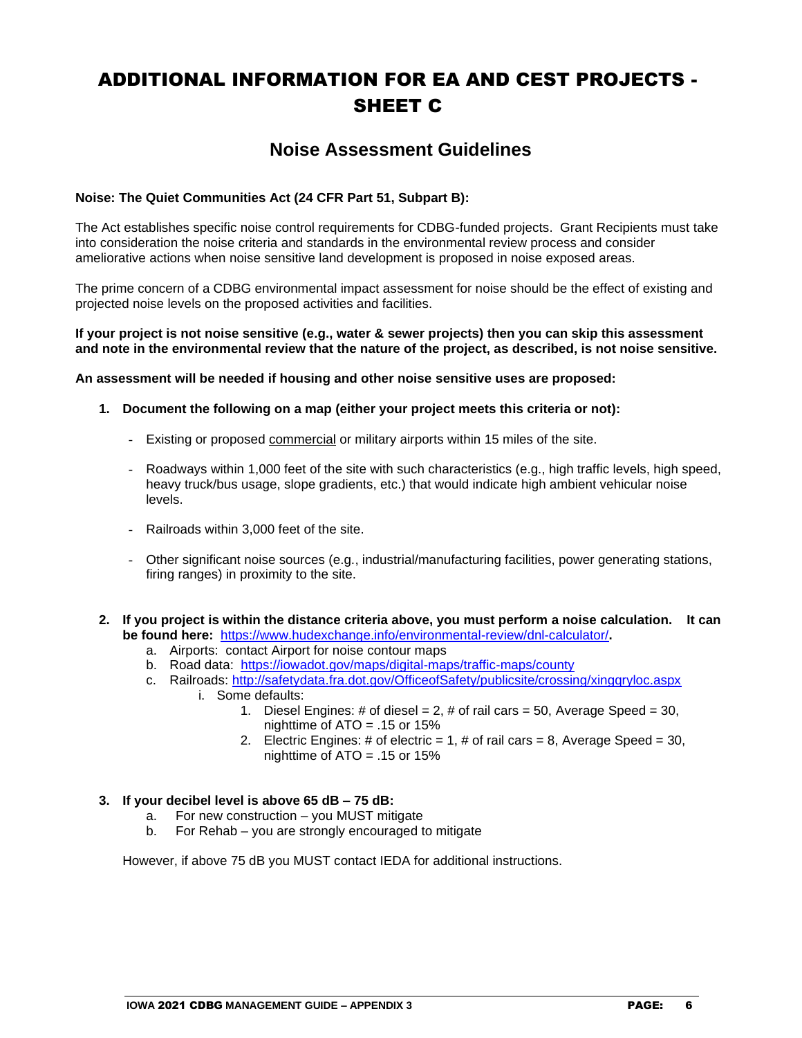# ADDITIONAL INFORMATION FOR EA AND CEST PROJECTS - SHEET C

## Noise Assessment Guidelines

**Noise: The Quiet Communities Act (24 CFR Part 51, Subpart B):**

The Act establishes specific noise control requirements for CDBG-funded projects. Grant Recipients must take into consideration the noise criteria and standards in the environmental review process and consider ameliorative actions when noise sensitive land development is proposed in noise exposed areas.

The prime concern of a CDBG environmental impact assessment for noise should be the effect of existing and projected noise levels on the proposed activities and facilities.

**If your project is not noise sensitive (e.g., water & sewer projects) then you can skip this assessment and note in the environmental review that the nature of the project, as described, is not noise sensitive.**

**An assessment will be needed if housing and other noise sensitive uses are proposed:**

1. **Document the following on a map (either your project meets this criteria or not):**
   - Existing or proposed <u>commercial</u> or military airports within 15 miles of the site.
   - Roadways within 1,000 feet of the site with such characteristics (e.g., high traffic levels, high speed, heavy truck/bus usage, slope gradients, etc.) that would indicate high ambient vehicular noise levels.
   - Railroads within 3,000 feet of the site.
   - Other significant noise sources (e.g., industrial/manufacturing facilities, power generating stations, firing ranges) in proximity to the site.

2. **If you project is within the distance criteria above, you must perform a noise calculation. It can be found here:** https://www.hudexchange.info/environmental-review/dnl-calculator/**.**
   a. Airports: contact Airport for noise contour maps
   b. Road data: https://iowadot.gov/maps/digital-maps/traffic-maps/county
   c. Railroads: http://safetydata.fra.dot.gov/OfficeofSafety/publicsite/crossing/xingqryloc.aspx
      i. Some defaults:
         1. Diesel Engines: # of diesel = 2, # of rail cars = 50, Average Speed = 30, nighttime of ATO = .15 or 15%
         2. Electric Engines: # of electric = 1, # of rail cars = 8, Average Speed = 30, nighttime of ATO = .15 or 15%

3. **If your decibel level is above 65 dB – 75 dB:**
   a. For new construction – you MUST mitigate
   b. For Rehab – you are strongly encouraged to mitigate

   However, if above 75 dB you MUST contact IEDA for additional instructions.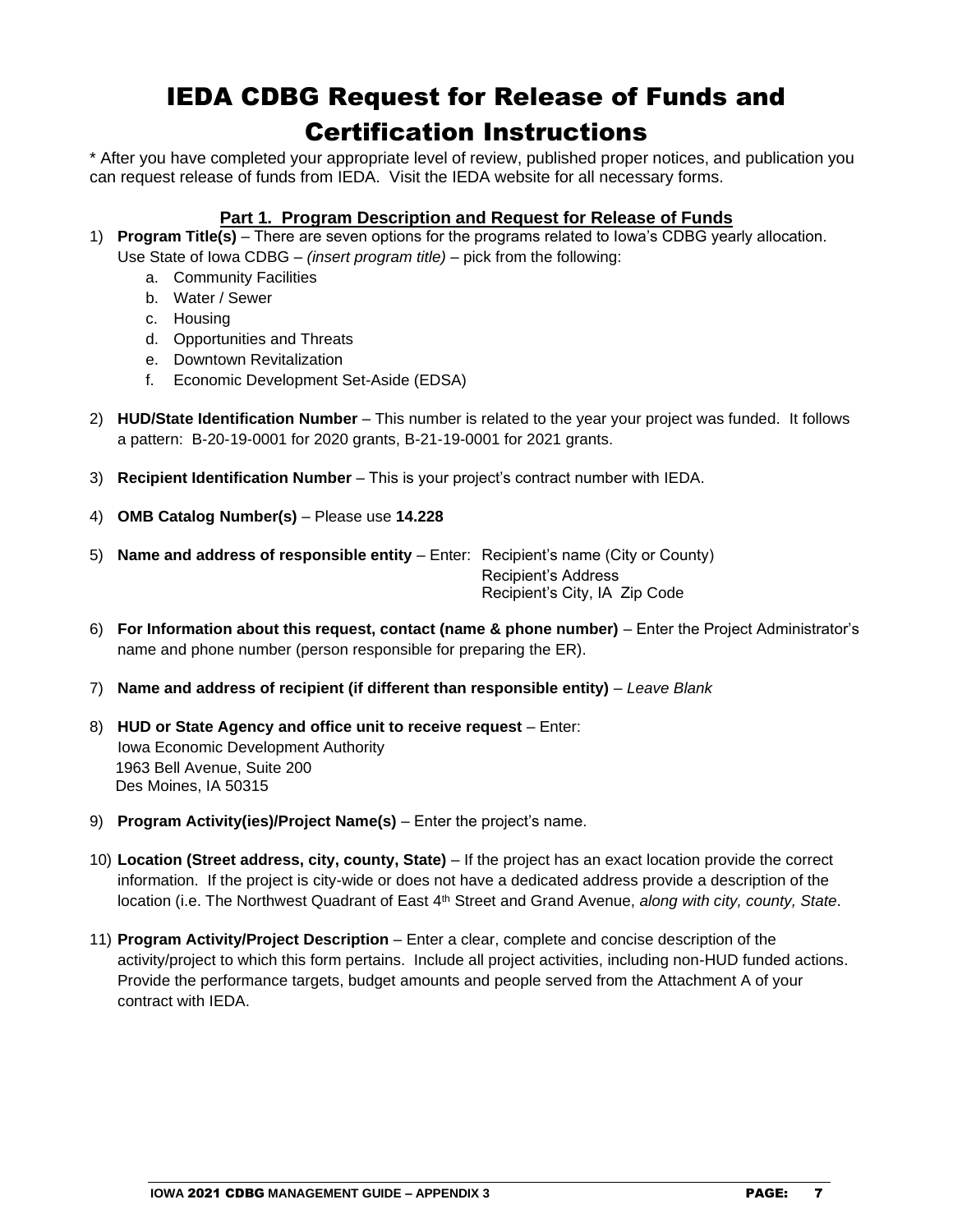# IEDA CDBG Request for Release of Funds and Certification Instructions

* After you have completed your appropriate level of review, published proper notices, and publication you can request release of funds from IEDA. Visit the IEDA website for all necessary forms.

## Part 1. Program Description and Request for Release of Funds

1) **Program Title(s)** – There are seven options for the programs related to Iowa's CDBG yearly allocation. Use State of Iowa CDBG – *(insert program title)* – pick from the following:
   a. Community Facilities
   b. Water / Sewer
   c. Housing
   d. Opportunities and Threats
   e. Downtown Revitalization
   f. Economic Development Set-Aside (EDSA)

2) **HUD/State Identification Number** – This number is related to the year your project was funded. It follows a pattern: B-20-19-0001 for 2020 grants, B-21-19-0001 for 2021 grants.

3) **Recipient Identification Number** – This is your project's contract number with IEDA.

4) **OMB Catalog Number(s)** – Please use **14.228**

5) **Name and address of responsible entity** – Enter: Recipient's name (City or County)
   Recipient's Address
   Recipient's City, IA Zip Code

6) **For Information about this request, contact (name & phone number)** – Enter the Project Administrator's name and phone number (person responsible for preparing the ER).

7) **Name and address of recipient (if different than responsible entity)** – *Leave Blank*

8) **HUD or State Agency and office unit to receive request** – Enter:
   Iowa Economic Development Authority
   1963 Bell Avenue, Suite 200
   Des Moines, IA 50315

9) **Program Activity(ies)/Project Name(s)** – Enter the project's name.

10) **Location (Street address, city, county, State)** – If the project has an exact location provide the correct information. If the project is city-wide or does not have a dedicated address provide a description of the location (i.e. The Northwest Quadrant of East 4th Street and Grand Avenue, *along with city, county, State*.

11) **Program Activity/Project Description** – Enter a clear, complete and concise description of the activity/project to which this form pertains. Include all project activities, including non-HUD funded actions. Provide the performance targets, budget amounts and people served from the Attachment A of your contract with IEDA.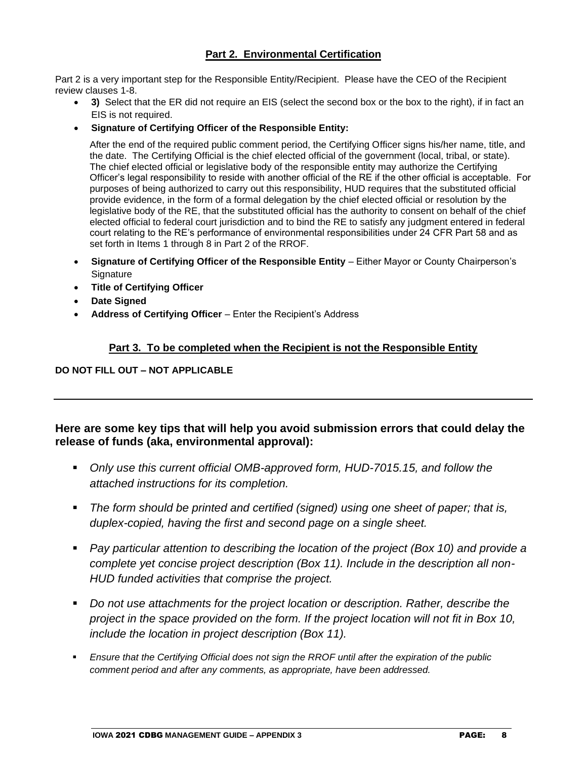## Part 2. Environmental Certification

Part 2 is a very important step for the Responsible Entity/Recipient. Please have the CEO of the Recipient review clauses 1-8.

- **3)** Select that the ER did not require an EIS (select the second box or the box to the right), if in fact an EIS is not required.
- **Signature of Certifying Officer of the Responsible Entity:**

  After the end of the required public comment period, the Certifying Officer signs his/her name, title, and the date. The Certifying Official is the chief elected official of the government (local, tribal, or state). The chief elected official or legislative body of the responsible entity may authorize the Certifying Officer's legal responsibility to reside with another official of the RE if the other official is acceptable. For purposes of being authorized to carry out this responsibility, HUD requires that the substituted official provide evidence, in the form of a formal delegation by the chief elected official or resolution by the legislative body of the RE, that the substituted official has the authority to consent on behalf of the chief elected official to federal court jurisdiction and to bind the RE to satisfy any judgment entered in federal court relating to the RE's performance of environmental responsibilities under 24 CFR Part 58 and as set forth in Items 1 through 8 in Part 2 of the RROF.

- **Signature of Certifying Officer of the Responsible Entity** – Either Mayor or County Chairperson's Signature
- **Title of Certifying Officer**
- **Date Signed**
- **Address of Certifying Officer** – Enter the Recipient's Address

## Part 3. To be completed when the Recipient is not the Responsible Entity

**DO NOT FILL OUT – NOT APPLICABLE**

---

### Here are some key tips that will help you avoid submission errors that could delay the release of funds (aka, environmental approval):

- *Only use this current official OMB-approved form, HUD-7015.15, and follow the attached instructions for its completion.*
- *The form should be printed and certified (signed) using one sheet of paper; that is, duplex-copied, having the first and second page on a single sheet.*
- *Pay particular attention to describing the location of the project (Box 10) and provide a complete yet concise project description (Box 11). Include in the description all non-HUD funded activities that comprise the project.*
- *Do not use attachments for the project location or description. Rather, describe the project in the space provided on the form. If the project location will not fit in Box 10, include the location in project description (Box 11).*
- *Ensure that the Certifying Official does not sign the RROF until after the expiration of the public comment period and after any comments, as appropriate, have been addressed.*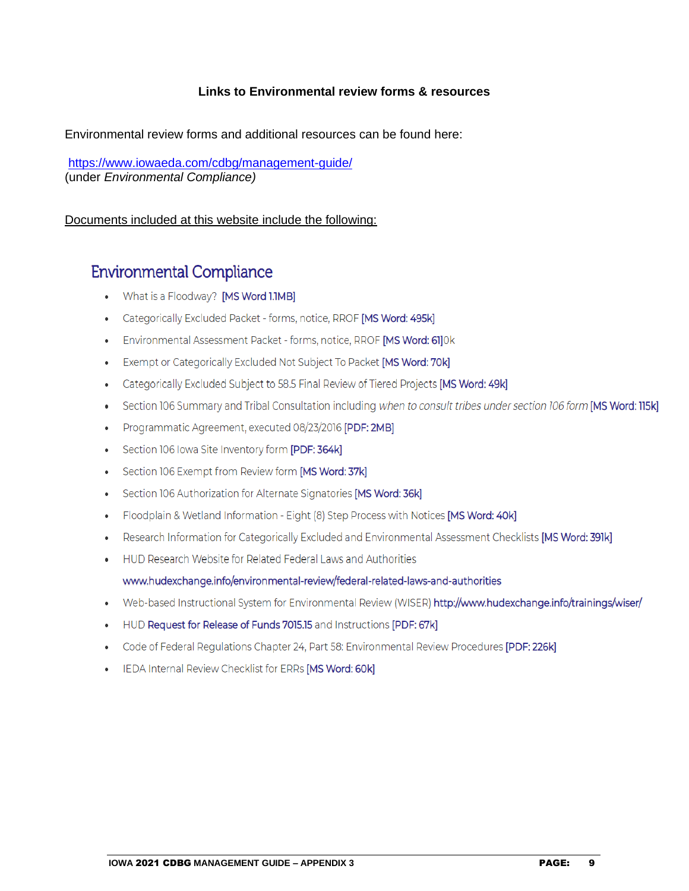## Links to Environmental review forms & resources

Environmental review forms and additional resources can be found here:

https://www.iowaeda.com/cdbg/management-guide/
(under *Environmental Compliance)*

Documents included at this website include the following:

### Environmental Compliance

- What is a Floodway? [MS Word 1.1MB]
- Categorically Excluded Packet - forms, notice, RROF [MS Word: 495k]
- Environmental Assessment Packet - forms, notice, RROF [MS Word: 61]0k
- Exempt or Categorically Excluded Not Subject To Packet [MS Word: 70k]
- Categorically Excluded Subject to 58.5 Final Review of Tiered Projects [MS Word: 49k]
- Section 106 Summary and Tribal Consultation including *when to consult tribes under section 106 form* [MS Word: 115k]
- Programmatic Agreement, executed 08/23/2016 [PDF: 2MB]
- Section 106 Iowa Site Inventory form [PDF: 364k]
- Section 106 Exempt from Review form [MS Word: 37k]
- Section 106 Authorization for Alternate Signatories [MS Word: 36k]
- Floodplain & Wetland Information - Eight (8) Step Process with Notices [MS Word: 40k]
- Research Information for Categorically Excluded and Environmental Assessment Checklists [MS Word: 391k]
- HUD Research Website for Related Federal Laws and Authorities www.hudexchange.info/environmental-review/federal-related-laws-and-authorities
- Web-based Instructional System for Environmental Review (WISER) http://www.hudexchange.info/trainings/wiser/
- HUD Request for Release of Funds 7015.15 and Instructions [PDF: 67k]
- Code of Federal Regulations Chapter 24, Part 58: Environmental Review Procedures [PDF: 226k]
- IEDA Internal Review Checklist for ERRs [MS Word: 60k]